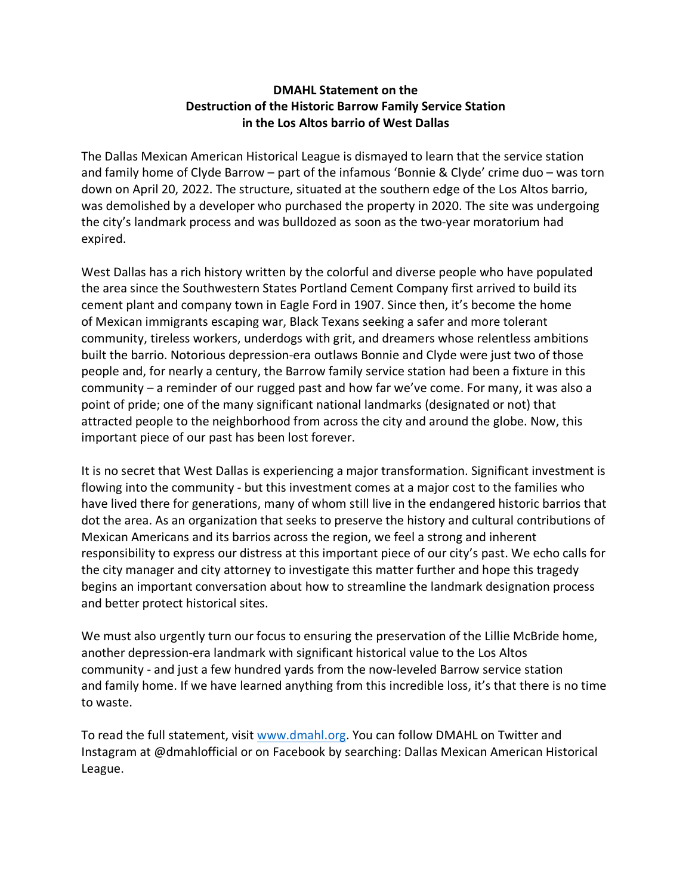# DMAHL Statement on the Destruction of the Historic Barrow Family Service Station in the Los Altos barrio of West Dallas

The Dallas Mexican American Historical League is dismayed to learn that the service station and family home of Clyde Barrow – part of the infamous 'Bonnie & Clyde' crime duo – was torn down on April 20, 2022. The structure, situated at the southern edge of the Los Altos barrio, was demolished by a developer who purchased the property in 2020. The site was undergoing the city's landmark process and was bulldozed as soon as the two-year moratorium had expired.

West Dallas has a rich history written by the colorful and diverse people who have populated the area since the Southwestern States Portland Cement Company first arrived to build its cement plant and company town in Eagle Ford in 1907. Since then, it's become the home of Mexican immigrants escaping war, Black Texans seeking a safer and more tolerant community, tireless workers, underdogs with grit, and dreamers whose relentless ambitions built the barrio. Notorious depression-era outlaws Bonnie and Clyde were just two of those people and, for nearly a century, the Barrow family service station had been a fixture in this community – a reminder of our rugged past and how far we've come. For many, it was also a point of pride; one of the many significant national landmarks (designated or not) that attracted people to the neighborhood from across the city and around the globe. Now, this important piece of our past has been lost forever.

It is no secret that West Dallas is experiencing a major transformation. Significant investment is flowing into the community - but this investment comes at a major cost to the families who have lived there for generations, many of whom still live in the endangered historic barrios that dot the area. As an organization that seeks to preserve the history and cultural contributions of Mexican Americans and its barrios across the region, we feel a strong and inherent responsibility to express our distress at this important piece of our city's past. We echo calls for the city manager and city attorney to investigate this matter further and hope this tragedy begins an important conversation about how to streamline the landmark designation process and better protect historical sites.

We must also urgently turn our focus to ensuring the preservation of the Lillie McBride home, another depression-era landmark with significant historical value to the Los Altos community - and just a few hundred yards from the now-leveled Barrow service station and family home. If we have learned anything from this incredible loss, it's that there is no time to waste.

To read the full statement, visit [www.dmahl.org](www.dmahl.org). You can follow DMAHL on Twitter and Instagram at @dmahlofficial or on Facebook by searching: Dallas Mexican American Historical League.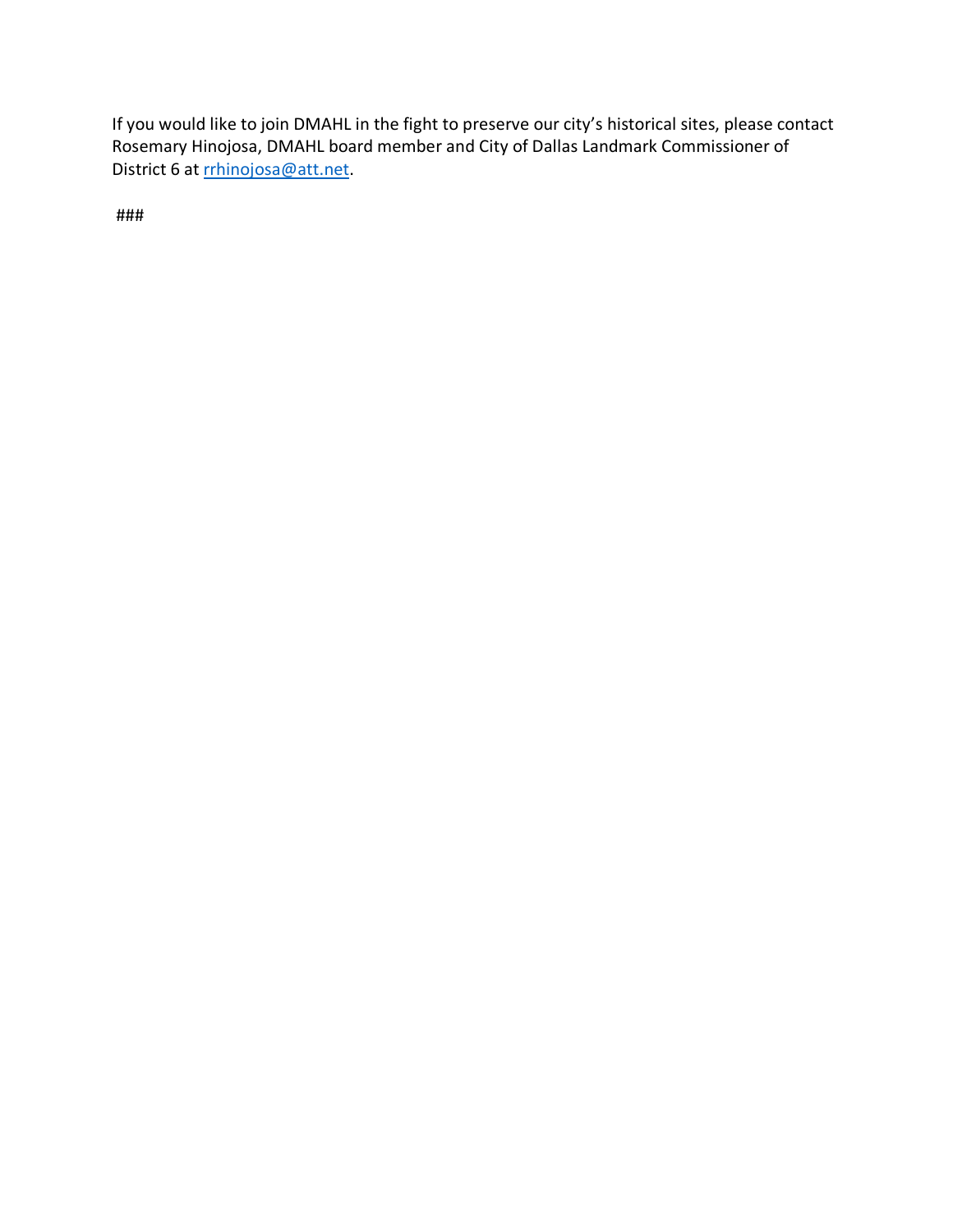If you would like to join DMAHL in the fight to preserve our city's historical sites, please contact Rosemary Hinojosa, DMAHL board member and City of Dallas Landmark Commissioner of District 6 at rrhinojosa@att.net.

###